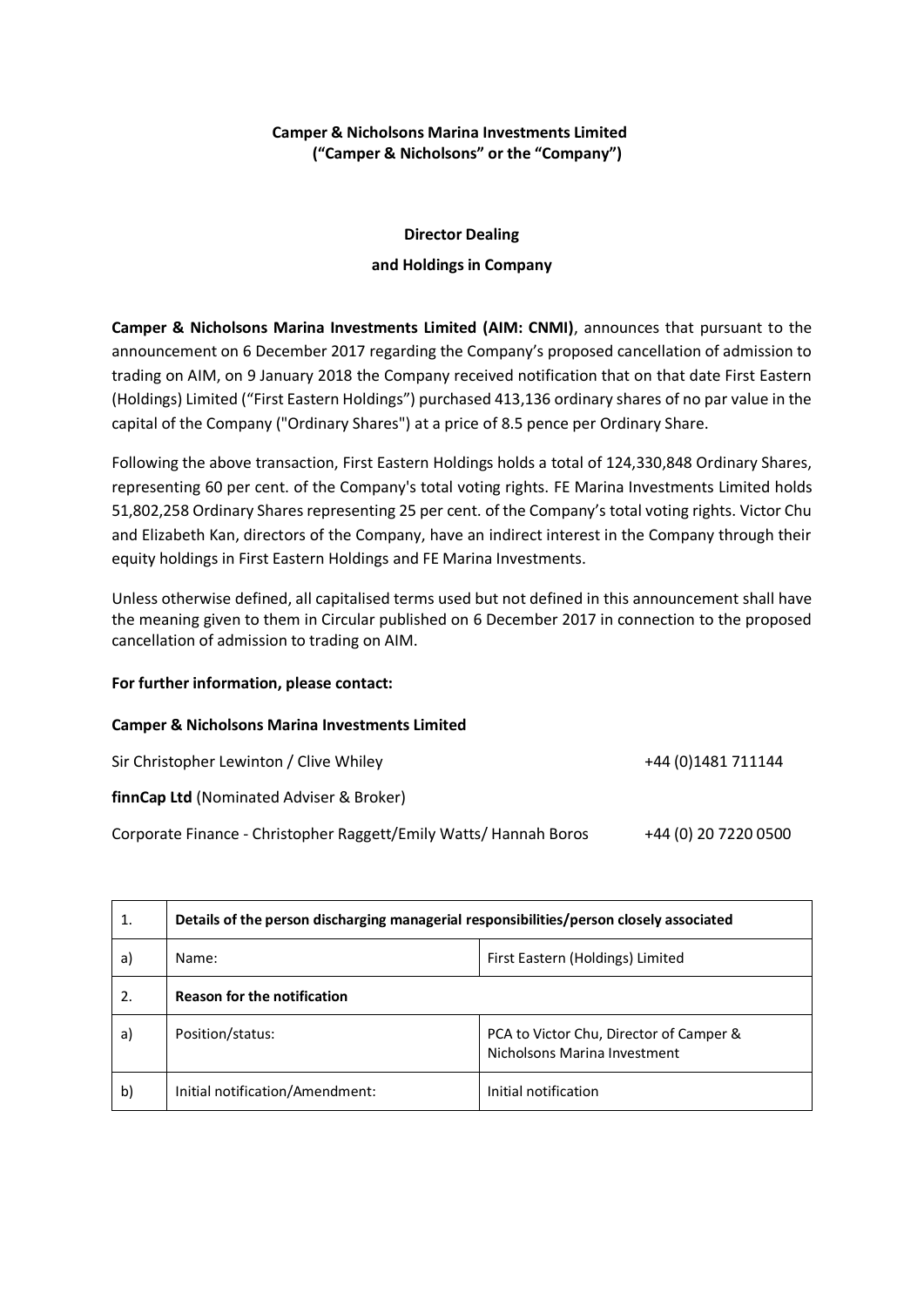**Camper & Nicholsons Marina Investments Limited**
**("Camper & Nicholsons" or the "Company")**

**Director Dealing**

**and Holdings in Company**

**Camper & Nicholsons Marina Investments Limited (AIM: CNMI)**, announces that pursuant to the announcement on 6 December 2017 regarding the Company's proposed cancellation of admission to trading on AIM, on 9 January 2018 the Company received notification that on that date First Eastern (Holdings) Limited ("First Eastern Holdings") purchased 413,136 ordinary shares of no par value in the capital of the Company ("Ordinary Shares") at a price of 8.5 pence per Ordinary Share.

Following the above transaction, First Eastern Holdings holds a total of 124,330,848 Ordinary Shares, representing 60 per cent. of the Company's total voting rights. FE Marina Investments Limited holds 51,802,258 Ordinary Shares representing 25 per cent. of the Company's total voting rights. Victor Chu and Elizabeth Kan, directors of the Company, have an indirect interest in the Company through their equity holdings in First Eastern Holdings and FE Marina Investments.

Unless otherwise defined, all capitalised terms used but not defined in this announcement shall have the meaning given to them in Circular published on 6 December 2017 in connection to the proposed cancellation of admission to trading on AIM.

**For further information, please contact:**

**Camper & Nicholsons Marina Investments Limited**

Sir Christopher Lewinton / Clive Whiley +44 (0)1481 711144

**finnCap Ltd** (Nominated Adviser & Broker)

Corporate Finance - Christopher Raggett/Emily Watts/ Hannah Boros +44 (0) 20 7220 0500

| 1. | **Details of the person discharging managerial responsibilities/person closely associated** | |
|---|---|---|
| a) | Name: | First Eastern (Holdings) Limited |
| 2. | **Reason for the notification** | |
| a) | Position/status: | PCA to Victor Chu, Director of Camper & Nicholsons Marina Investment |
| b) | Initial notification/Amendment: | Initial notification |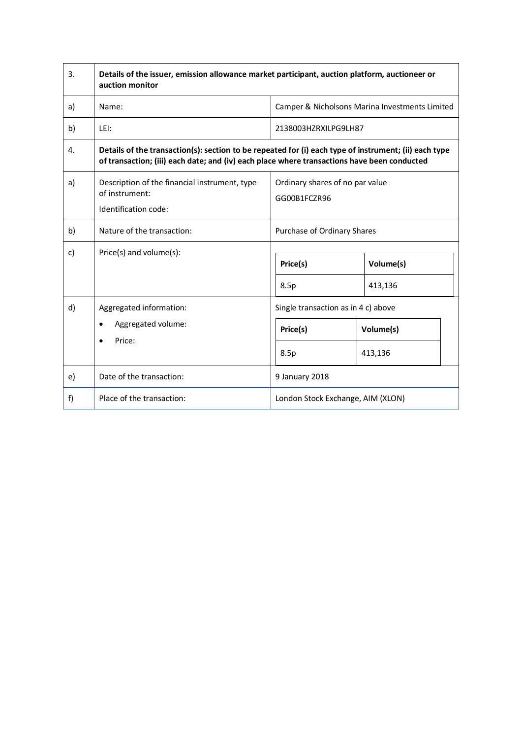| | | |
|---|---|---|
| 3. | **Details of the issuer, emission allowance market participant, auction platform, auctioneer or auction monitor** | |
| a) | Name: | Camper & Nicholsons Marina Investments Limited |
| b) | LEI: | 2138003HZRXILPG9LH87 |
| 4. | **Details of the transaction(s): section to be repeated for (i) each type of instrument; (ii) each type of transaction; (iii) each date; and (iv) each place where transactions have been conducted** | |
| a) | Description of the financial instrument, type of instrument:<br><br>Identification code: | Ordinary shares of no par value<br><br>GG00B1FCZR96 |
| b) | Nature of the transaction: | Purchase of Ordinary Shares |
| c) | Price(s) and volume(s): | **Price(s)**: 8.5p<br>**Volume(s)**: 413,136 |
| d) | Aggregated information:<br>• Aggregated volume:<br>• Price: | Single transaction as in 4 c) above<br>**Price(s)**: 8.5p<br>**Volume(s)**: 413,136 |
| e) | Date of the transaction: | 9 January 2018 |
| f) | Place of the transaction: | London Stock Exchange, AIM (XLON) |